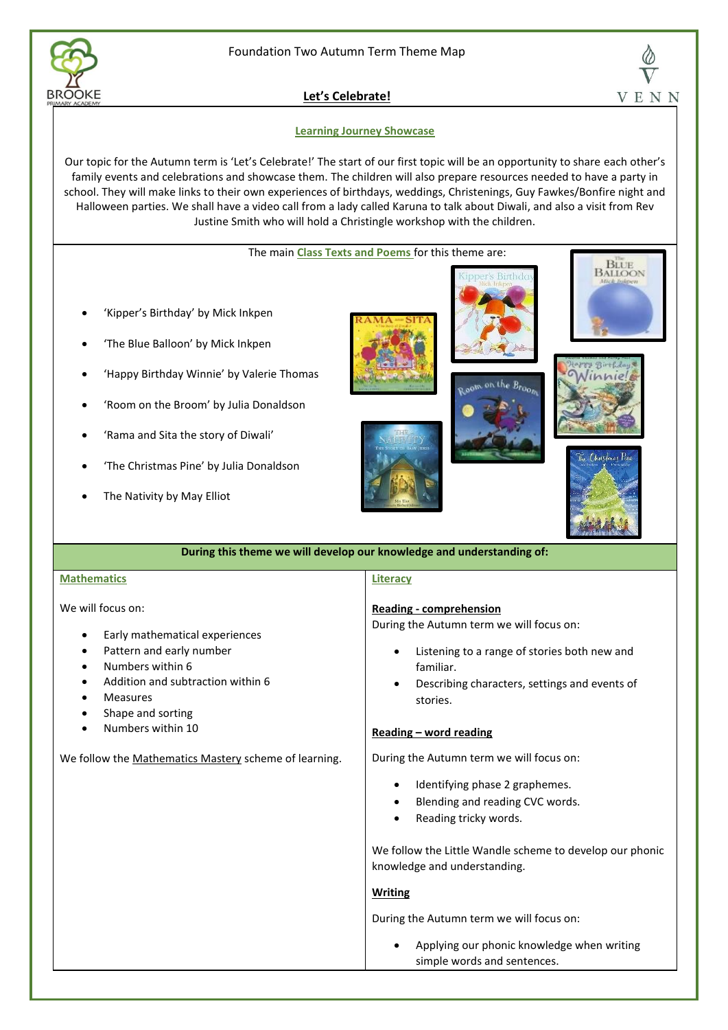Foundation Two Autumn Term Theme Map

## Let's Celebrate!

### Learning Journey Showcase

Our topic for the Autumn term is 'Let's Celebrate!' The start of our first topic will be an opportunity to share each other's family events and celebrations and showcase them. The children will also prepare resources needed to have a party in school. They will make links to their own experiences of birthdays, weddings, Christenings, Guy Fawkes/Bonfire night and Halloween parties. We shall have a video call from a lady called Karuna to talk about Diwali, and also a visit from Rev Justine Smith who will hold a Christingle workshop with the children.

The main **Class Texts and Poems** for this theme are:

- 'Kipper's Birthday' by Mick Inkpen
- 'The Blue Balloon' by Mick Inkpen
- 'Happy Birthday Winnie' by Valerie Thomas
- 'Room on the Broom' by Julia Donaldson
- 'Rama and Sita the story of Diwali'
- 'The Christmas Pine' by Julia Donaldson
- The Nativity by May Elliot

**During this theme we will develop our knowledge and understanding of:**

### Mathematics

We will focus on:

- Early mathematical experiences
- Pattern and early number
- Numbers within 6
- Addition and subtraction within 6
- Measures
- Shape and sorting
- Numbers within 10

We follow the Mathematics Mastery scheme of learning.

### Literacy

**Reading - comprehension**

During the Autumn term we will focus on:

- Listening to a range of stories both new and familiar.
- Describing characters, settings and events of stories.

**Reading – word reading**

During the Autumn term we will focus on:

- Identifying phase 2 graphemes.
- Blending and reading CVC words.
- Reading tricky words.

We follow the Little Wandle scheme to develop our phonic knowledge and understanding.

**Writing**

During the Autumn term we will focus on:

- Applying our phonic knowledge when writing simple words and sentences.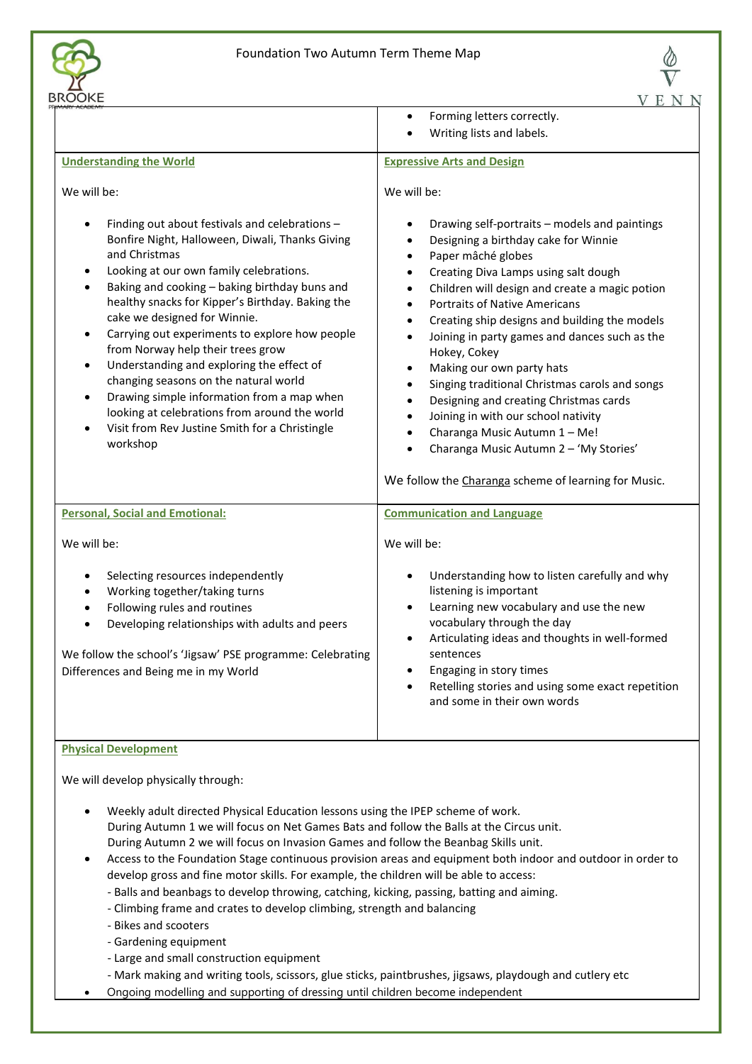Foundation Two Autumn Term Theme Map

- Forming letters correctly.
- Writing lists and labels.

## Understanding the World

We will be:

- Finding out about festivals and celebrations – Bonfire Night, Halloween, Diwali, Thanks Giving and Christmas
- Looking at our own family celebrations.
- Baking and cooking – baking birthday buns and healthy snacks for Kipper's Birthday. Baking the cake we designed for Winnie.
- Carrying out experiments to explore how people from Norway help their trees grow
- Understanding and exploring the effect of changing seasons on the natural world
- Drawing simple information from a map when looking at celebrations from around the world
- Visit from Rev Justine Smith for a Christingle workshop

## Expressive Arts and Design

We will be:

- Drawing self-portraits – models and paintings
- Designing a birthday cake for Winnie
- Paper mâché globes
- Creating Diva Lamps using salt dough
- Children will design and create a magic potion
- Portraits of Native Americans
- Creating ship designs and building the models
- Joining in party games and dances such as the Hokey, Cokey
- Making our own party hats
- Singing traditional Christmas carols and songs
- Designing and creating Christmas cards
- Joining in with our school nativity
- Charanga Music Autumn 1 – Me!
- Charanga Music Autumn 2 – 'My Stories'

We follow the Charanga scheme of learning for Music.

## Personal, Social and Emotional:

We will be:

- Selecting resources independently
- Working together/taking turns
- Following rules and routines
- Developing relationships with adults and peers

We follow the school's 'Jigsaw' PSE programme: Celebrating Differences and Being me in my World

## Communication and Language

We will be:

- Understanding how to listen carefully and why listening is important
- Learning new vocabulary and use the new vocabulary through the day
- Articulating ideas and thoughts in well-formed sentences
- Engaging in story times
- Retelling stories and using some exact repetition and some in their own words

## Physical Development

We will develop physically through:

- Weekly adult directed Physical Education lessons using the IPEP scheme of work.
  During Autumn 1 we will focus on Net Games Bats and follow the Balls at the Circus unit.
  During Autumn 2 we will focus on Invasion Games and follow the Beanbag Skills unit.
- Access to the Foundation Stage continuous provision areas and equipment both indoor and outdoor in order to develop gross and fine motor skills. For example, the children will be able to access:
  - Balls and beanbags to develop throwing, catching, kicking, passing, batting and aiming.
  - Climbing frame and crates to develop climbing, strength and balancing
  - Bikes and scooters
  - Gardening equipment
  - Large and small construction equipment
  - Mark making and writing tools, scissors, glue sticks, paintbrushes, jigsaws, playdough and cutlery etc
- Ongoing modelling and supporting of dressing until children become independent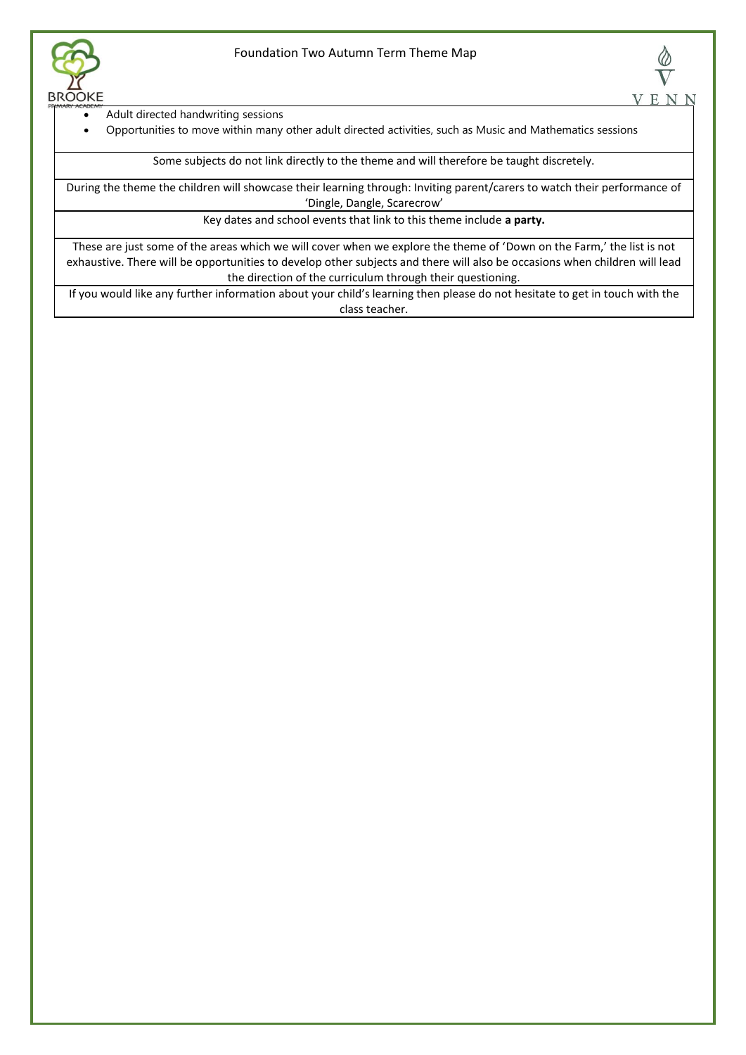- Adult directed handwriting sessions
- Opportunities to move within many other adult directed activities, such as Music and Mathematics sessions

Some subjects do not link directly to the theme and will therefore be taught discretely.

During the theme the children will showcase their learning through: Inviting parent/carers to watch their performance of 'Dingle, Dangle, Scarecrow'

Key dates and school events that link to this theme include **a party.**

These are just some of the areas which we will cover when we explore the theme of 'Down on the Farm,' the list is not exhaustive. There will be opportunities to develop other subjects and there will also be occasions when children will lead the direction of the curriculum through their questioning.

If you would like any further information about your child's learning then please do not hesitate to get in touch with the class teacher.